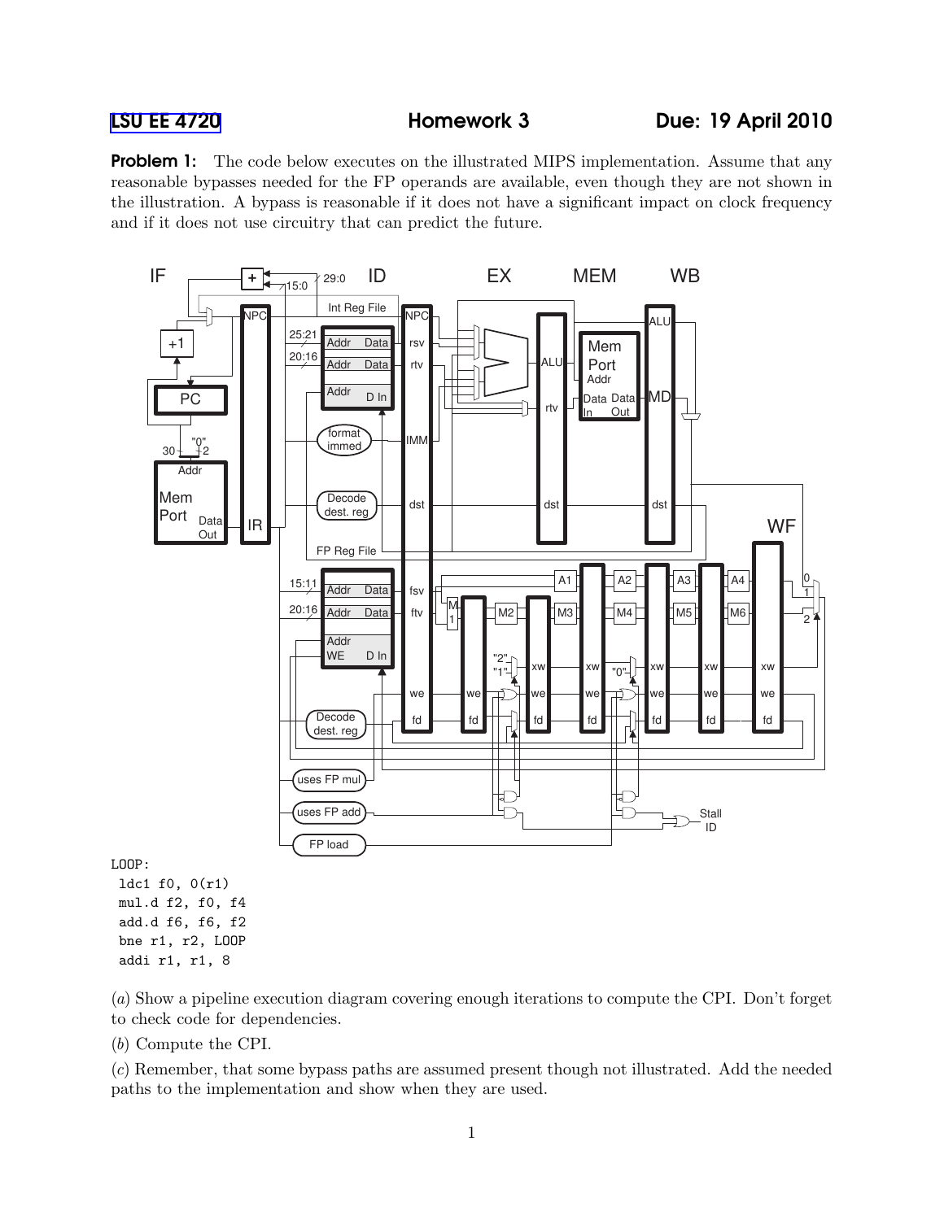LSU EE 4720 Homework 3 Due: 19 April 2010

**Problem 1:** The code below executes on the illustrated MIPS implementation. Assume that any reasonable bypasses needed for the FP operands are available, even though they are not shown in the illustration. A bypass is reasonable if it does not have a significant impact on clock frequency and if it does not use circuitry that can predict the future.

IF
ID
EX
MEM
WB
WF
+
+1
PC
NPC
IR
Mem Port
Addr
Data Out
"0"
30
2
29:0
15:0
25:21
20:16
Int Reg File
Addr Data
Addr Data
Addr D In
format immed
Decode dest. reg
FP Reg File
rsv
rtv
IMM
dst
ALU
rtv
Mem Port
Addr
Data In
Data Out
MD
15:11
20:16
fsv
ftv
we
fd
xw
M1
M2
M3
M4
M5
M6
A1
A2
A3
A4
"2"
"1"
"0"
0
1
2
WE
Decode dest. reg
uses FP mul
uses FP add
FP load
Stall ID

```
LOOP:
 ldc1 f0, 0(r1)
 mul.d f2, f0, f4
 add.d f6, f6, f2
 bne r1, r2, LOOP
 addi r1, r1, 8
```

(*a*) Show a pipeline execution diagram covering enough iterations to compute the CPI. Don't forget to check code for dependencies.

(*b*) Compute the CPI.

(*c*) Remember, that some bypass paths are assumed present though not illustrated. Add the needed paths to the implementation and show when they are used.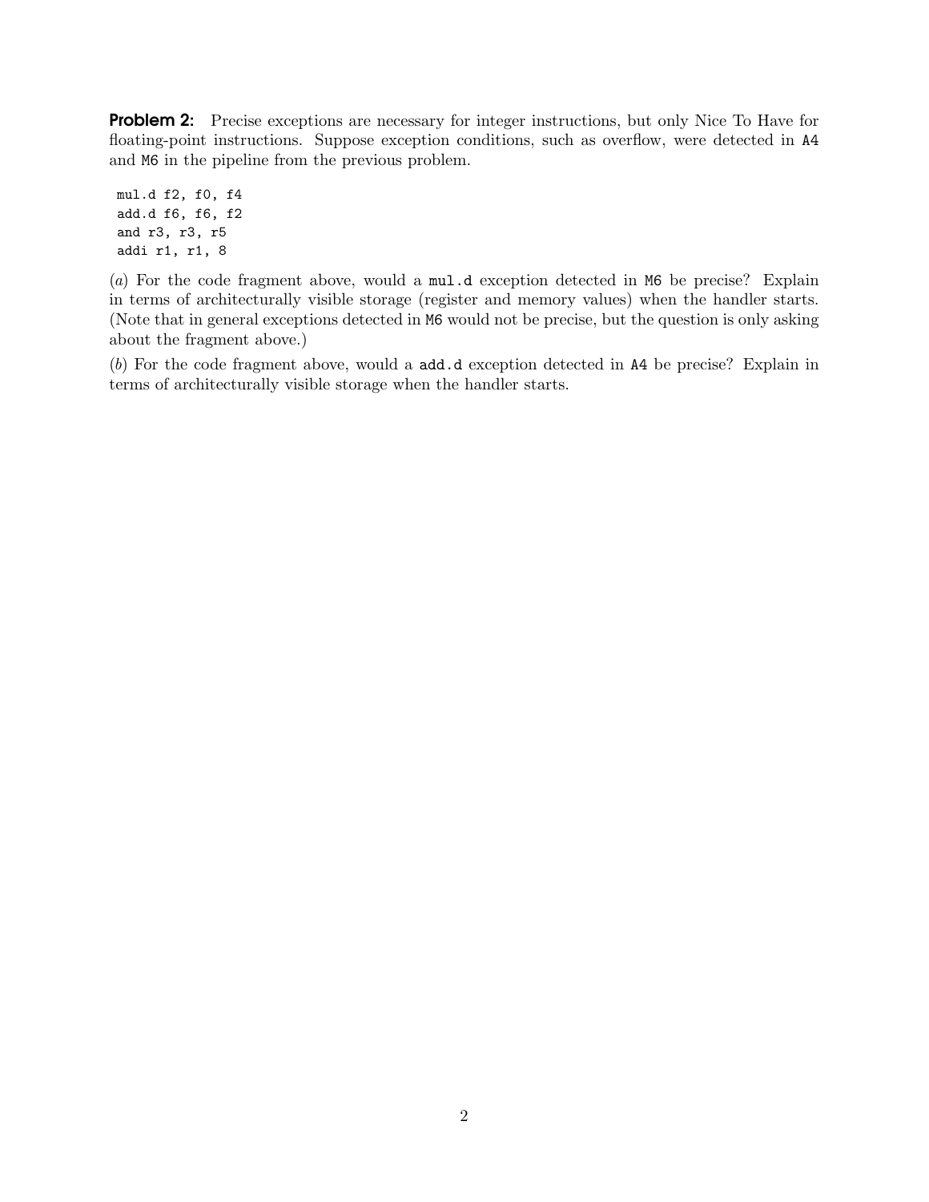**Problem 2:** Precise exceptions are necessary for integer instructions, but only Nice To Have for floating-point instructions. Suppose exception conditions, such as overflow, were detected in `A4` and `M6` in the pipeline from the previous problem.

```
mul.d f2, f0, f4
add.d f6, f6, f2
and r3, r3, r5
addi r1, r1, 8
```

(*a*) For the code fragment above, would a `mul.d` exception detected in `M6` be precise? Explain in terms of architecturally visible storage (register and memory values) when the handler starts. (Note that in general exceptions detected in `M6` would not be precise, but the question is only asking about the fragment above.)

(*b*) For the code fragment above, would a `add.d` exception detected in `A4` be precise? Explain in terms of architecturally visible storage when the handler starts.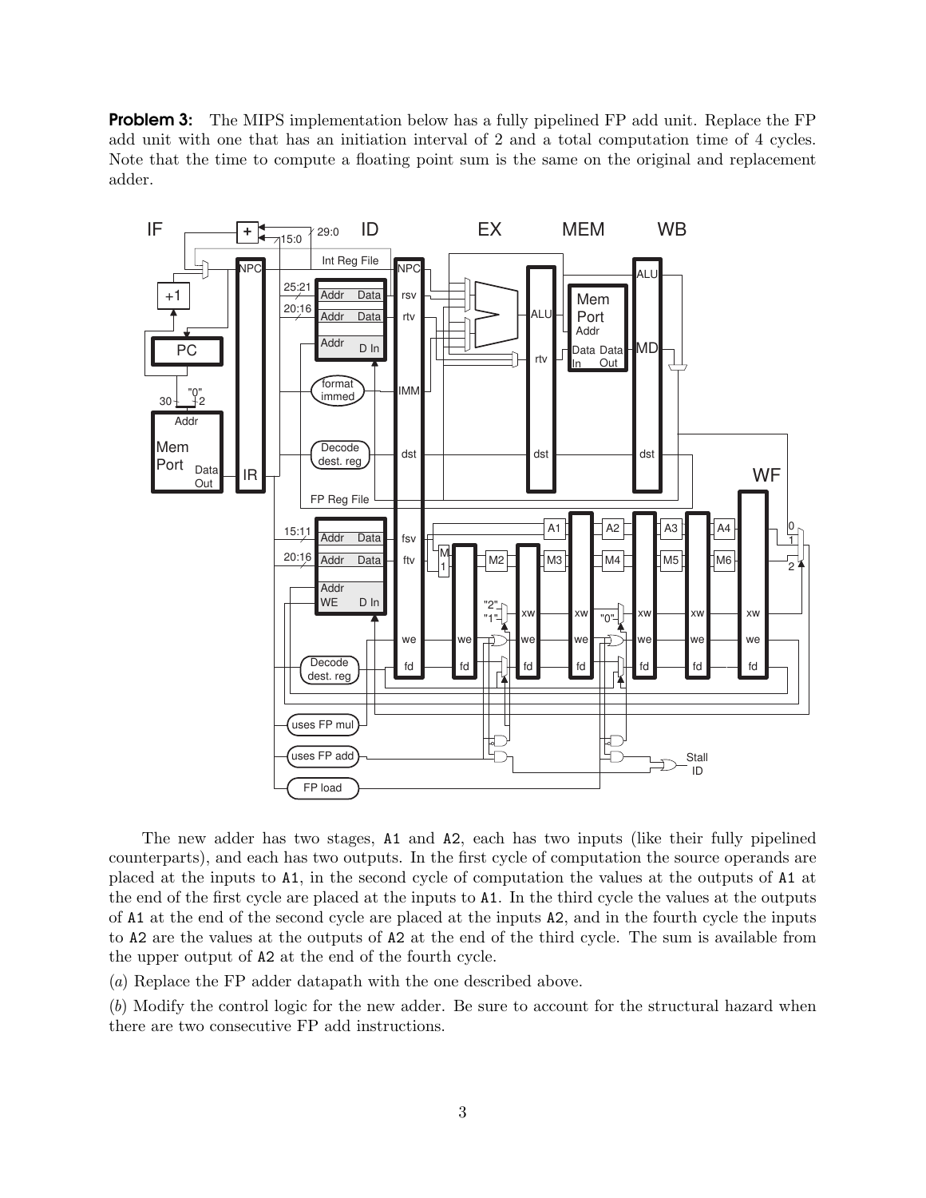**Problem 3:** The MIPS implementation below has a fully pipelined FP add unit. Replace the FP add unit with one that has an initiation interval of 2 and a total computation time of 4 cycles. Note that the time to compute a floating point sum is the same on the original and replacement adder.

The new adder has two stages, `A1` and `A2`, each has two inputs (like their fully pipelined counterparts), and each has two outputs. In the first cycle of computation the source operands are placed at the inputs to `A1`, in the second cycle of computation the values at the outputs of `A1` at the end of the first cycle are placed at the inputs to `A1`. In the third cycle the values at the outputs of `A1` at the end of the second cycle are placed at the inputs `A2`, and in the fourth cycle the inputs to `A2` are the values at the outputs of `A2` at the end of the third cycle. The sum is available from the upper output of `A2` at the end of the fourth cycle.

(*a*) Replace the FP adder datapath with the one described above.

(*b*) Modify the control logic for the new adder. Be sure to account for the structural hazard when there are two consecutive FP add instructions.